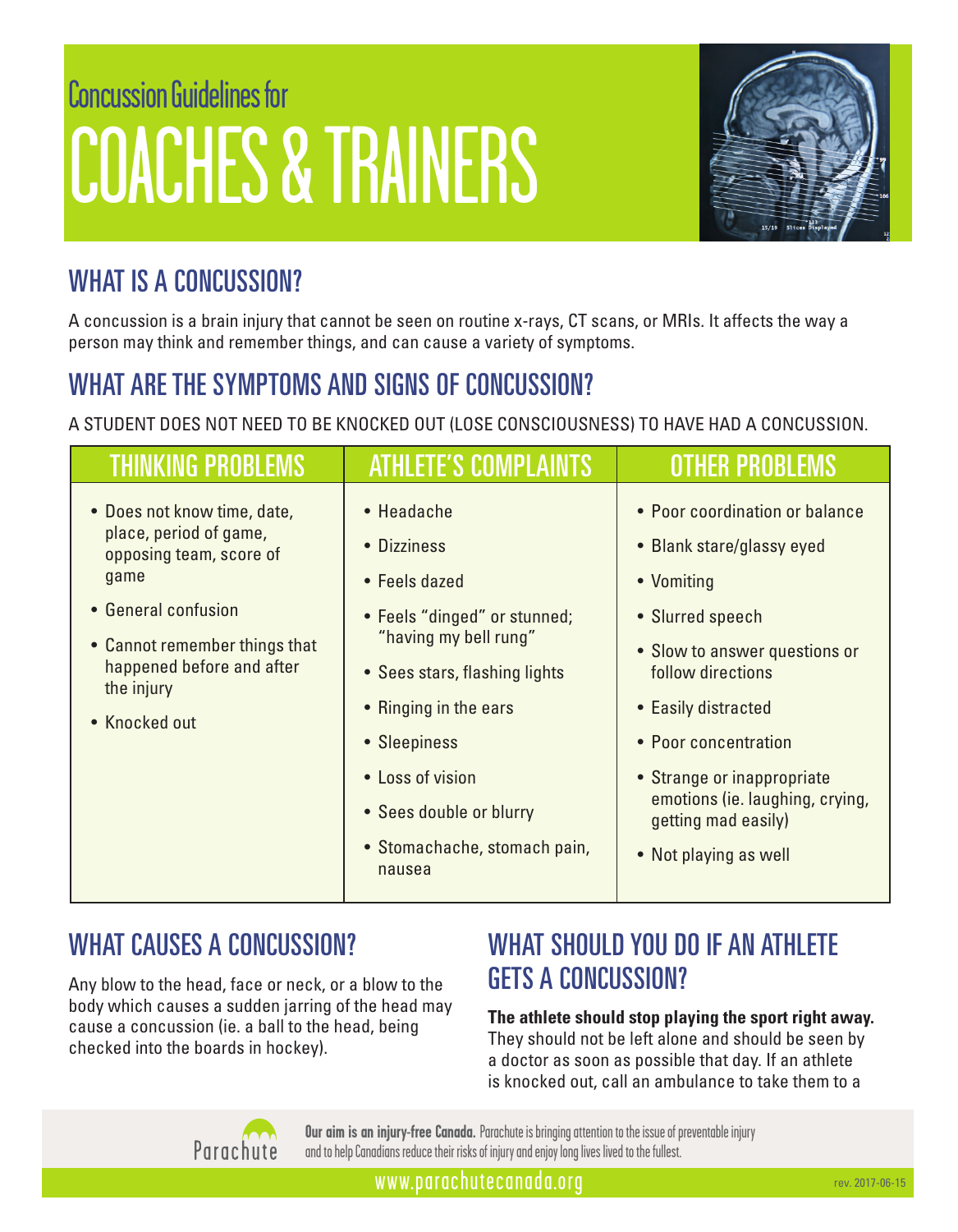Concussion Guidelines for

# COACHES & TRAINERS

## WHAT IS A CONCUSSION?

A concussion is a brain injury that cannot be seen on routine x-rays, CT scans, or MRIs. It affects the way a person may think and remember things, and can cause a variety of symptoms.

## WHAT ARE THE SYMPTOMS AND SIGNS OF CONCUSSION?

A STUDENT DOES NOT NEED TO BE KNOCKED OUT (LOSE CONSCIOUSNESS) TO HAVE HAD A CONCUSSION.

| THINKING PROBLEMS | ATHLETE'S COMPLAINTS | OTHER PROBLEMS |
|---|---|---|
| • Does not know time, date, place, period of game, opposing team, score of game | • Headache | • Poor coordination or balance |
| • General confusion | • Dizziness | • Blank stare/glassy eyed |
| • Cannot remember things that happened before and after the injury | • Feels dazed | • Vomiting |
| • Knocked out | • Feels "dinged" or stunned; "having my bell rung" | • Slurred speech |
| | • Sees stars, flashing lights | • Slow to answer questions or follow directions |
| | • Ringing in the ears | • Easily distracted |
| | • Sleepiness | • Poor concentration |
| | • Loss of vision | • Strange or inappropriate emotions (ie. laughing, crying, getting mad easily) |
| | • Sees double or blurry | • Not playing as well |
| | • Stomachache, stomach pain, nausea | |

## WHAT CAUSES A CONCUSSION?

Any blow to the head, face or neck, or a blow to the body which causes a sudden jarring of the head may cause a concussion (ie. a ball to the head, being checked into the boards in hockey).

## WHAT SHOULD YOU DO IF AN ATHLETE GETS A CONCUSSION?

**The athlete should stop playing the sport right away.** They should not be left alone and should be seen by a doctor as soon as possible that day. If an athlete is knocked out, call an ambulance to take them to a

**Our aim is an injury-free Canada.** Parachute is bringing attention to the issue of preventable injury and to help Canadians reduce their risks of injury and enjoy long lives lived to the fullest.

www.parachutecanada.org

rev. 2017-06-15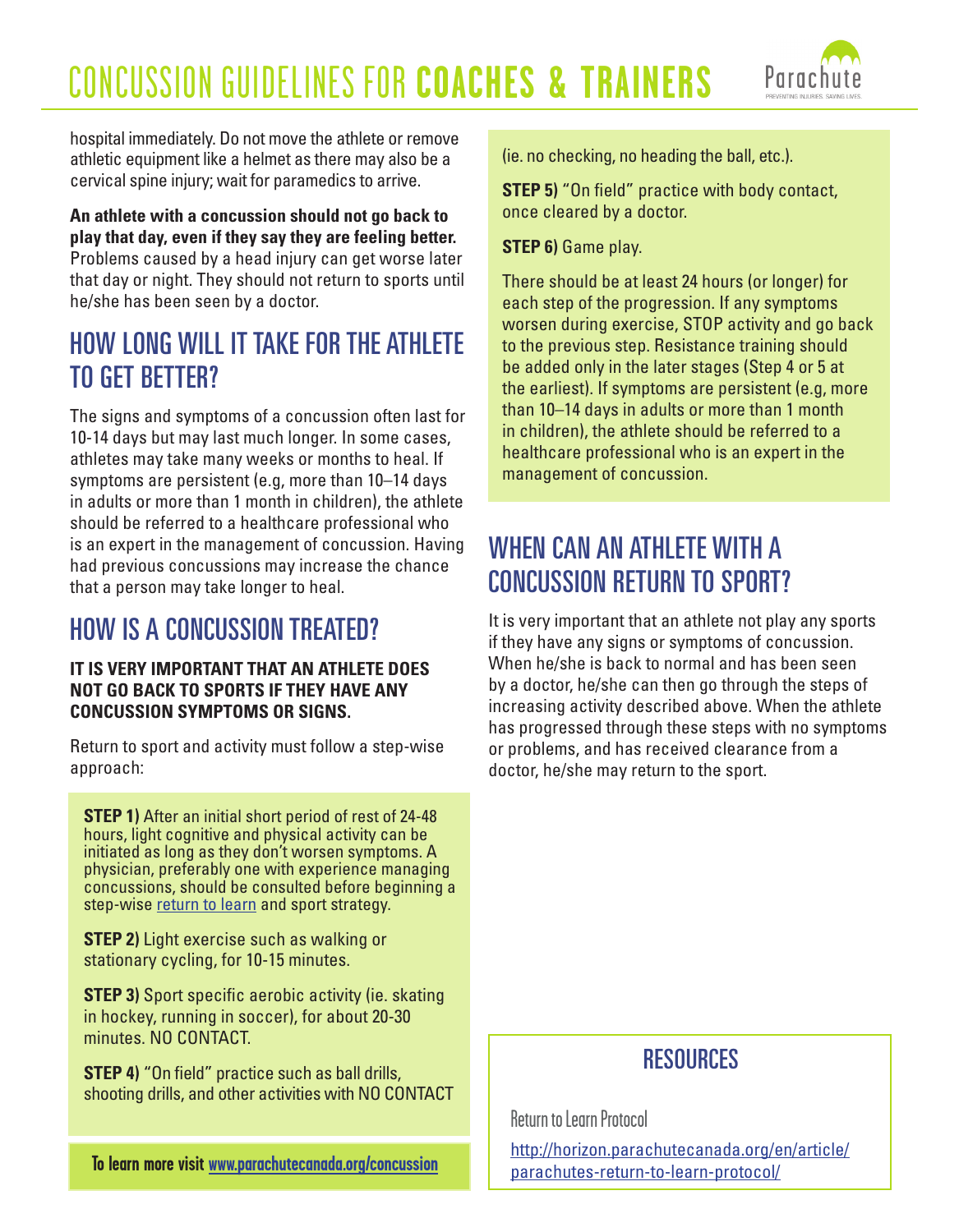hospital immediately. Do not move the athlete or remove athletic equipment like a helmet as there may also be a cervical spine injury; wait for paramedics to arrive.

**An athlete with a concussion should not go back to play that day, even if they say they are feeling better.** Problems caused by a head injury can get worse later that day or night. They should not return to sports until he/she has been seen by a doctor.

## HOW LONG WILL IT TAKE FOR THE ATHLETE TO GET BETTER?

The signs and symptoms of a concussion often last for 10-14 days but may last much longer. In some cases, athletes may take many weeks or months to heal. If symptoms are persistent (e.g, more than 10–14 days in adults or more than 1 month in children), the athlete should be referred to a healthcare professional who is an expert in the management of concussion. Having had previous concussions may increase the chance that a person may take longer to heal.

## HOW IS A CONCUSSION TREATED?

**IT IS VERY IMPORTANT THAT AN ATHLETE DOES NOT GO BACK TO SPORTS IF THEY HAVE ANY CONCUSSION SYMPTOMS OR SIGNS.**

Return to sport and activity must follow a step-wise approach:

**STEP 1)** After an initial short period of rest of 24-48 hours, light cognitive and physical activity can be initiated as long as they don't worsen symptoms. A physician, preferably one with experience managing concussions, should be consulted before beginning a step-wise return to learn and sport strategy.

**STEP 2)** Light exercise such as walking or stationary cycling, for 10-15 minutes.

**STEP 3)** Sport specific aerobic activity (ie. skating in hockey, running in soccer), for about 20-30 minutes. NO CONTACT.

**STEP 4)** "On field" practice such as ball drills, shooting drills, and other activities with NO CONTACT (ie. no checking, no heading the ball, etc.).

**STEP 5)** "On field" practice with body contact, once cleared by a doctor.

**STEP 6)** Game play.

There should be at least 24 hours (or longer) for each step of the progression. If any symptoms worsen during exercise, STOP activity and go back to the previous step. Resistance training should be added only in the later stages (Step 4 or 5 at the earliest). If symptoms are persistent (e.g, more than 10–14 days in adults or more than 1 month in children), the athlete should be referred to a healthcare professional who is an expert in the management of concussion.

**To learn more visit www.parachutecanada.org/concussion**

## WHEN CAN AN ATHLETE WITH A CONCUSSION RETURN TO SPORT?

It is very important that an athlete not play any sports if they have any signs or symptoms of concussion. When he/she is back to normal and has been seen by a doctor, he/she can then go through the steps of increasing activity described above. When the athlete has progressed through these steps with no symptoms or problems, and has received clearance from a doctor, he/she may return to the sport.

## RESOURCES

Return to Learn Protocol

http://horizon.parachutecanada.org/en/article/parachutes-return-to-learn-protocol/